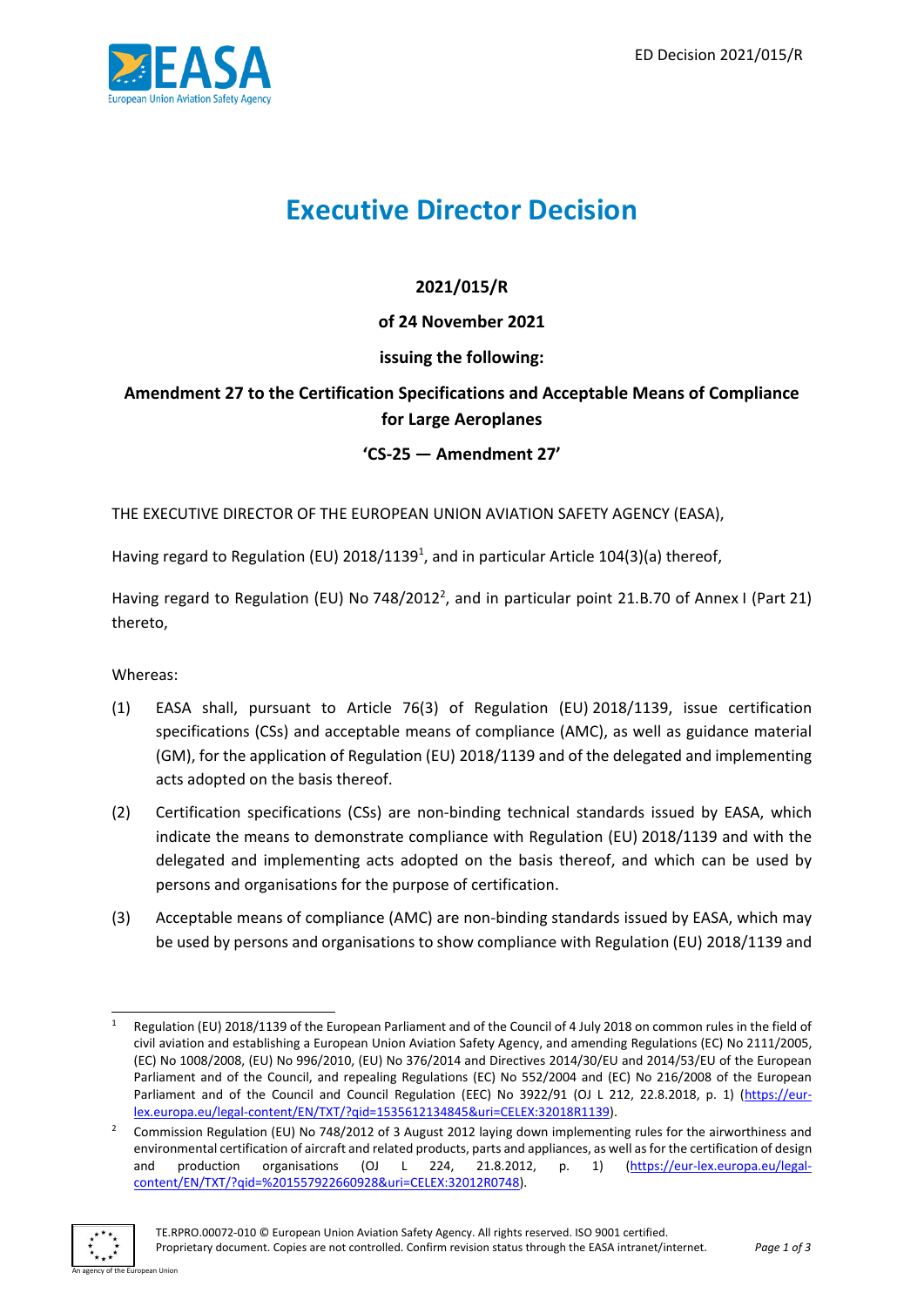# Executive Director Decision

**2021/015/R**

**of 24 November 2021**

**issuing the following:**

**Amendment 27 to the Certification Specifications and Acceptable Means of Compliance for Large Aeroplanes**

**'CS-25 — Amendment 27'**

THE EXECUTIVE DIRECTOR OF THE EUROPEAN UNION AVIATION SAFETY AGENCY (EASA),

Having regard to Regulation (EU) 2018/1139[1], and in particular Article 104(3)(a) thereof,

Having regard to Regulation (EU) No 748/2012[2], and in particular point 21.B.70 of Annex I (Part 21) thereto,

Whereas:

(1) EASA shall, pursuant to Article 76(3) of Regulation (EU) 2018/1139, issue certification specifications (CSs) and acceptable means of compliance (AMC), as well as guidance material (GM), for the application of Regulation (EU) 2018/1139 and of the delegated and implementing acts adopted on the basis thereof.

(2) Certification specifications (CSs) are non-binding technical standards issued by EASA, which indicate the means to demonstrate compliance with Regulation (EU) 2018/1139 and with the delegated and implementing acts adopted on the basis thereof, and which can be used by persons and organisations for the purpose of certification.

(3) Acceptable means of compliance (AMC) are non-binding standards issued by EASA, which may be used by persons and organisations to show compliance with Regulation (EU) 2018/1139 and

---

[1] Regulation (EU) 2018/1139 of the European Parliament and of the Council of 4 July 2018 on common rules in the field of civil aviation and establishing a European Union Aviation Safety Agency, and amending Regulations (EC) No 2111/2005, (EC) No 1008/2008, (EU) No 996/2010, (EU) No 376/2014 and Directives 2014/30/EU and 2014/53/EU of the European Parliament and of the Council, and repealing Regulations (EC) No 552/2004 and (EC) No 216/2008 of the European Parliament and of the Council and Council Regulation (EEC) No 3922/91 (OJ L 212, 22.8.2018, p. 1) (https://eur-lex.europa.eu/legal-content/EN/TXT/?qid=1535612134845&uri=CELEX:32018R1139).

[2] Commission Regulation (EU) No 748/2012 of 3 August 2012 laying down implementing rules for the airworthiness and environmental certification of aircraft and related products, parts and appliances, as well as for the certification of design and production organisations (OJ L 224, 21.8.2012, p. 1) (https://eur-lex.europa.eu/legal-content/EN/TXT/?qid=%201557922660928&uri=CELEX:32012R0748).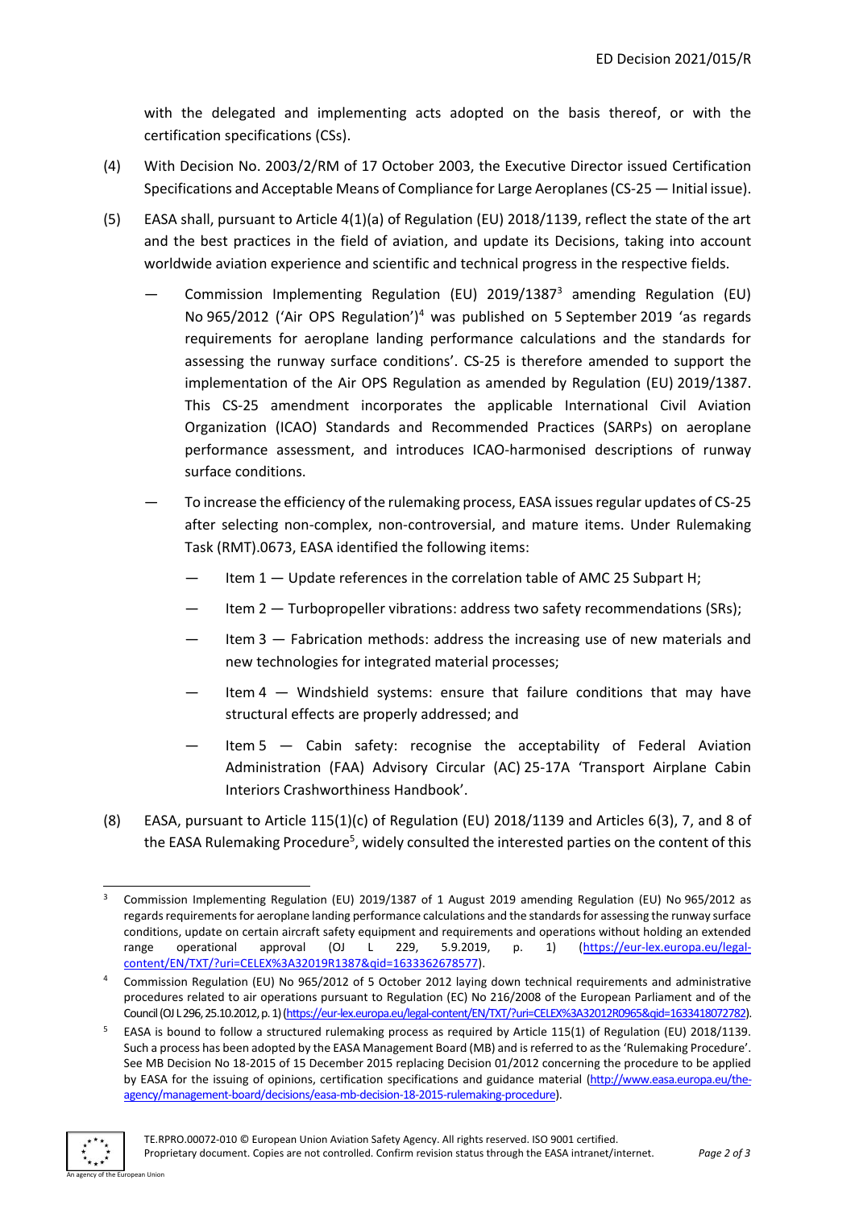with the delegated and implementing acts adopted on the basis thereof, or with the certification specifications (CSs).

(4) With Decision No. 2003/2/RM of 17 October 2003, the Executive Director issued Certification Specifications and Acceptable Means of Compliance for Large Aeroplanes (CS-25 — Initial issue).

(5) EASA shall, pursuant to Article 4(1)(a) of Regulation (EU) 2018/1139, reflect the state of the art and the best practices in the field of aviation, and update its Decisions, taking into account worldwide aviation experience and scientific and technical progress in the respective fields.

- Commission Implementing Regulation (EU) 2019/1387[3] amending Regulation (EU) No 965/2012 ('Air OPS Regulation')[4] was published on 5 September 2019 'as regards requirements for aeroplane landing performance calculations and the standards for assessing the runway surface conditions'. CS-25 is therefore amended to support the implementation of the Air OPS Regulation as amended by Regulation (EU) 2019/1387. This CS-25 amendment incorporates the applicable International Civil Aviation Organization (ICAO) Standards and Recommended Practices (SARPs) on aeroplane performance assessment, and introduces ICAO-harmonised descriptions of runway surface conditions.
- To increase the efficiency of the rulemaking process, EASA issues regular updates of CS-25 after selecting non-complex, non-controversial, and mature items. Under Rulemaking Task (RMT).0673, EASA identified the following items:
  - Item 1 — Update references in the correlation table of AMC 25 Subpart H;
  - Item 2 — Turbopropeller vibrations: address two safety recommendations (SRs);
  - Item 3 — Fabrication methods: address the increasing use of new materials and new technologies for integrated material processes;
  - Item 4 — Windshield systems: ensure that failure conditions that may have structural effects are properly addressed; and
  - Item 5 — Cabin safety: recognise the acceptability of Federal Aviation Administration (FAA) Advisory Circular (AC) 25-17A 'Transport Airplane Cabin Interiors Crashworthiness Handbook'.

(8) EASA, pursuant to Article 115(1)(c) of Regulation (EU) 2018/1139 and Articles 6(3), 7, and 8 of the EASA Rulemaking Procedure[5], widely consulted the interested parties on the content of this

---

[3] Commission Implementing Regulation (EU) 2019/1387 of 1 August 2019 amending Regulation (EU) No 965/2012 as regards requirements for aeroplane landing performance calculations and the standards for assessing the runway surface conditions, update on certain aircraft safety equipment and requirements and operations without holding an extended range operational approval (OJ L 229, 5.9.2019, p. 1) (https://eur-lex.europa.eu/legal-content/EN/TXT/?uri=CELEX%3A32019R1387&qid=1633362678577).

[4] Commission Regulation (EU) No 965/2012 of 5 October 2012 laying down technical requirements and administrative procedures related to air operations pursuant to Regulation (EC) No 216/2008 of the European Parliament and of the Council (OJ L 296, 25.10.2012, p. 1) (https://eur-lex.europa.eu/legal-content/EN/TXT/?uri=CELEX%3A32012R0965&qid=1633418072782).

[5] EASA is bound to follow a structured rulemaking process as required by Article 115(1) of Regulation (EU) 2018/1139. Such a process has been adopted by the EASA Management Board (MB) and is referred to as the 'Rulemaking Procedure'. See MB Decision No 18-2015 of 15 December 2015 replacing Decision 01/2012 concerning the procedure to be applied by EASA for the issuing of opinions, certification specifications and guidance material (http://www.easa.europa.eu/the-agency/management-board/decisions/easa-mb-decision-18-2015-rulemaking-procedure).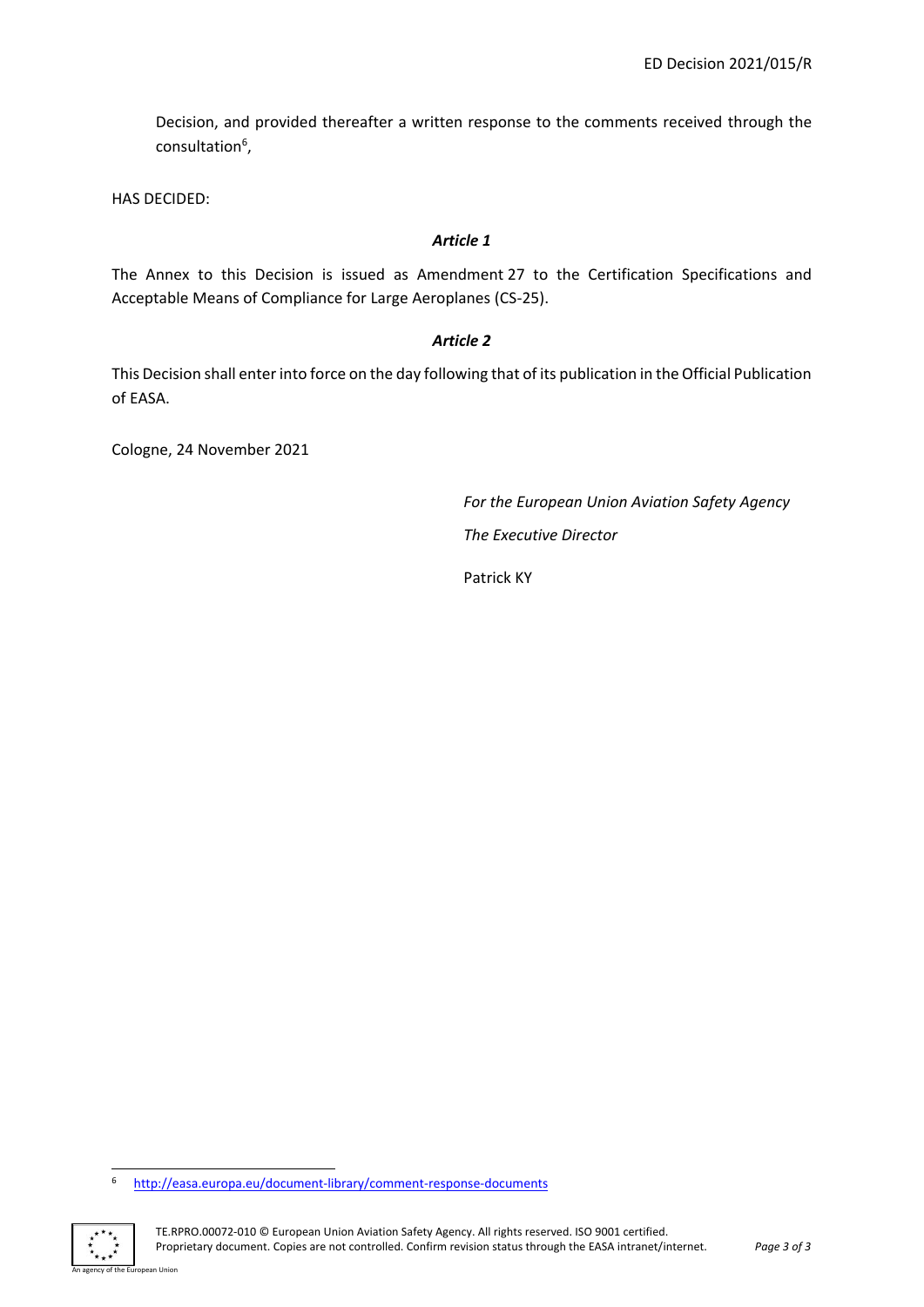Decision, and provided thereafter a written response to the comments received through the consultation[6],

HAS DECIDED:

*Article 1*

The Annex to this Decision is issued as Amendment 27 to the Certification Specifications and Acceptable Means of Compliance for Large Aeroplanes (CS-25).

*Article 2*

This Decision shall enter into force on the day following that of its publication in the Official Publication of EASA.

Cologne, 24 November 2021

*For the European Union Aviation Safety Agency*

*The Executive Director*

Patrick KY

[6] http://easa.europa.eu/document-library/comment-response-documents